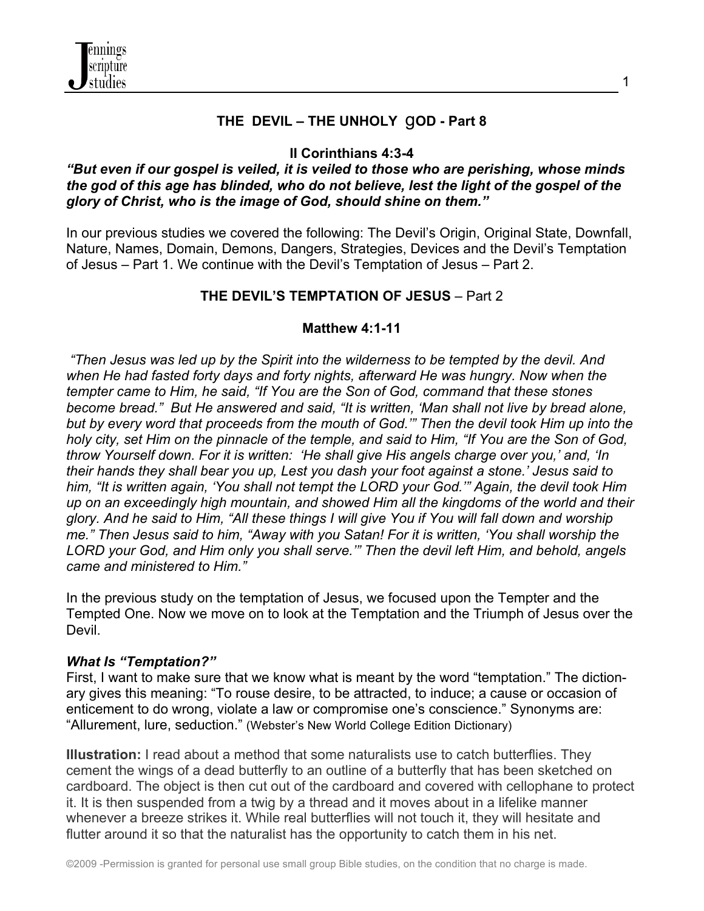## THE DEVIL – THE UNHOLY gOD - Part 8

**II Corinthians 4:3-4**

***"But even if our gospel is veiled, it is veiled to those who are perishing, whose minds the god of this age has blinded, who do not believe, lest the light of the gospel of the glory of Christ, who is the image of God, should shine on them."***

In our previous studies we covered the following: The Devil's Origin, Original State, Downfall, Nature, Names, Domain, Demons, Dangers, Strategies, Devices and the Devil's Temptation of Jesus – Part 1. We continue with the Devil's Temptation of Jesus – Part 2.

### THE DEVIL'S TEMPTATION OF JESUS – Part 2

**Matthew 4:1-11**

*"Then Jesus was led up by the Spirit into the wilderness to be tempted by the devil. And when He had fasted forty days and forty nights, afterward He was hungry. Now when the tempter came to Him, he said, "If You are the Son of God, command that these stones become bread." But He answered and said, "It is written, 'Man shall not live by bread alone, but by every word that proceeds from the mouth of God.'" Then the devil took Him up into the holy city, set Him on the pinnacle of the temple, and said to Him, "If You are the Son of God, throw Yourself down. For it is written: 'He shall give His angels charge over you,' and, 'In their hands they shall bear you up, Lest you dash your foot against a stone.' Jesus said to him, "It is written again, 'You shall not tempt the LORD your God.'" Again, the devil took Him up on an exceedingly high mountain, and showed Him all the kingdoms of the world and their glory. And he said to Him, "All these things I will give You if You will fall down and worship me." Then Jesus said to him, "Away with you Satan! For it is written, 'You shall worship the LORD your God, and Him only you shall serve.'" Then the devil left Him, and behold, angels came and ministered to Him."*

In the previous study on the temptation of Jesus, we focused upon the Tempter and the Tempted One. Now we move on to look at the Temptation and the Triumph of Jesus over the Devil.

***What Is "Temptation?"***

First, I want to make sure that we know what is meant by the word "temptation." The dictionary gives this meaning: "To rouse desire, to be attracted, to induce; a cause or occasion of enticement to do wrong, violate a law or compromise one's conscience." Synonyms are: "Allurement, lure, seduction." (Webster's New World College Edition Dictionary)

**Illustration:** I read about a method that some naturalists use to catch butterflies. They cement the wings of a dead butterfly to an outline of a butterfly that has been sketched on cardboard. The object is then cut out of the cardboard and covered with cellophane to protect it. It is then suspended from a twig by a thread and it moves about in a lifelike manner whenever a breeze strikes it. While real butterflies will not touch it, they will hesitate and flutter around it so that the naturalist has the opportunity to catch them in his net.

©2009 -Permission is granted for personal use small group Bible studies, on the condition that no charge is made.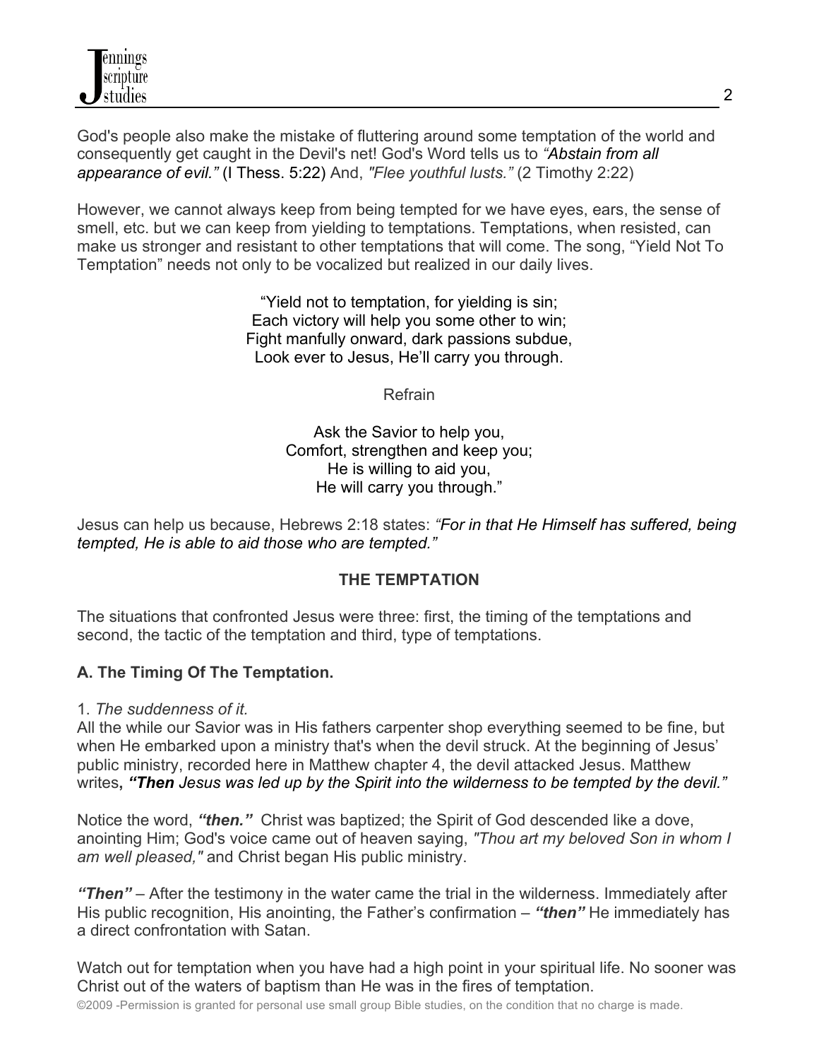God's people also make the mistake of fluttering around some temptation of the world and consequently get caught in the Devil's net! God's Word tells us to *"Abstain from all appearance of evil."* (I Thess. 5:22) And, *"Flee youthful lusts."* (2 Timothy 2:22)

However, we cannot always keep from being tempted for we have eyes, ears, the sense of smell, etc. but we can keep from yielding to temptations. Temptations, when resisted, can make us stronger and resistant to other temptations that will come. The song, "Yield Not To Temptation" needs not only to be vocalized but realized in our daily lives.

"Yield not to temptation, for yielding is sin;  
Each victory will help you some other to win;  
Fight manfully onward, dark passions subdue,  
Look ever to Jesus, He'll carry you through.

Refrain

Ask the Savior to help you,  
Comfort, strengthen and keep you;  
He is willing to aid you,  
He will carry you through."

Jesus can help us because, Hebrews 2:18 states: *"For in that He Himself has suffered, being tempted, He is able to aid those who are tempted."*

## THE TEMPTATION

The situations that confronted Jesus were three: first, the timing of the temptations and second, the tactic of the temptation and third, type of temptations.

### A. The Timing Of The Temptation.

1. *The suddenness of it.*  
All the while our Savior was in His fathers carpenter shop everything seemed to be fine, but when He embarked upon a ministry that's when the devil struck. At the beginning of Jesus' public ministry, recorded here in Matthew chapter 4, the devil attacked Jesus. Matthew writes**,** ***"Then*** *Jesus was led up by the Spirit into the wilderness to be tempted by the devil."*

Notice the word, ***"then."*** Christ was baptized; the Spirit of God descended like a dove, anointing Him; God's voice came out of heaven saying, *"Thou art my beloved Son in whom I am well pleased,"* and Christ began His public ministry.

***"Then"*** – After the testimony in the water came the trial in the wilderness. Immediately after His public recognition, His anointing, the Father's confirmation – ***"then"*** He immediately has a direct confrontation with Satan.

Watch out for temptation when you have had a high point in your spiritual life. No sooner was Christ out of the waters of baptism than He was in the fires of temptation.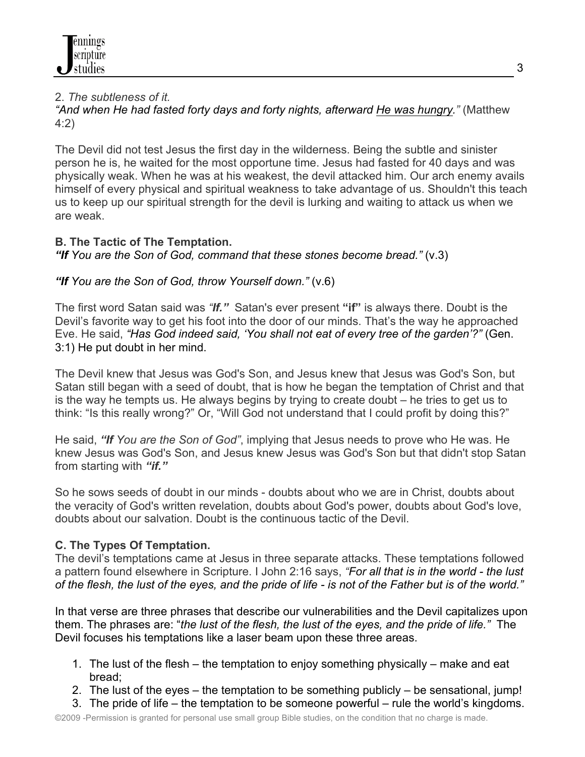2. *The subtleness of it.*

*"And when He had fasted forty days and forty nights, afterward <u>He was hungry</u>."* (Matthew 4:2)

The Devil did not test Jesus the first day in the wilderness. Being the subtle and sinister person he is, he waited for the most opportune time. Jesus had fasted for 40 days and was physically weak. When he was at his weakest, the devil attacked him. Our arch enemy avails himself of every physical and spiritual weakness to take advantage of us. Shouldn't this teach us to keep up our spiritual strength for the devil is lurking and waiting to attack us when we are weak.

**B. The Tactic of The Temptation.**

***"If** You are the Son of God, command that these stones become bread."* (v.3)

***"If** You are the Son of God, throw Yourself down."* (v.6)

The first word Satan said was *"**If**."* Satan's ever present **"if"** is always there. Doubt is the Devil's favorite way to get his foot into the door of our minds. That's the way he approached Eve. He said, *"Has God indeed said, 'You shall not eat of every tree of the garden'?"* (Gen. 3:1) He put doubt in her mind.

The Devil knew that Jesus was God's Son, and Jesus knew that Jesus was God's Son, but Satan still began with a seed of doubt, that is how he began the temptation of Christ and that is the way he tempts us. He always begins by trying to create doubt – he tries to get us to think: "Is this really wrong?" Or, "Will God not understand that I could profit by doing this?"

He said, ***"If** You are the Son of God"*, implying that Jesus needs to prove who He was. He knew Jesus was God's Son, and Jesus knew Jesus was God's Son but that didn't stop Satan from starting with ***"if."***

So he sows seeds of doubt in our minds - doubts about who we are in Christ, doubts about the veracity of God's written revelation, doubts about God's power, doubts about God's love, doubts about our salvation. Doubt is the continuous tactic of the Devil.

**C. The Types Of Temptation.**

The devil's temptations came at Jesus in three separate attacks. These temptations followed a pattern found elsewhere in Scripture. I John 2:16 says, *"For all that is in the world - the lust of the flesh, the lust of the eyes, and the pride of life - is not of the Father but is of the world."*

In that verse are three phrases that describe our vulnerabilities and the Devil capitalizes upon them. The phrases are: "*the lust of the flesh, the lust of the eyes, and the pride of life."* The Devil focuses his temptations like a laser beam upon these three areas.

1. The lust of the flesh – the temptation to enjoy something physically – make and eat bread;
2. The lust of the eyes – the temptation to be something publicly – be sensational, jump!
3. The pride of life – the temptation to be someone powerful – rule the world's kingdoms.

©2009 -Permission is granted for personal use small group Bible studies, on the condition that no charge is made.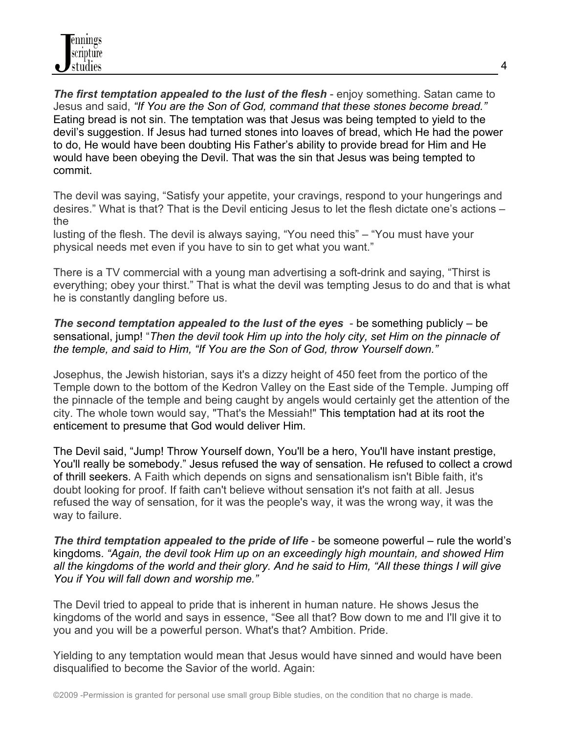***The first temptation appealed to the lust of the flesh*** - enjoy something. Satan came to Jesus and said, *"If You are the Son of God, command that these stones become bread."* Eating bread is not sin. The temptation was that Jesus was being tempted to yield to the devil's suggestion. If Jesus had turned stones into loaves of bread, which He had the power to do, He would have been doubting His Father's ability to provide bread for Him and He would have been obeying the Devil. That was the sin that Jesus was being tempted to commit.

The devil was saying, "Satisfy your appetite, your cravings, respond to your hungerings and desires." What is that? That is the Devil enticing Jesus to let the flesh dictate one's actions – the lusting of the flesh. The devil is always saying, "You need this" – "You must have your physical needs met even if you have to sin to get what you want."

There is a TV commercial with a young man advertising a soft-drink and saying, "Thirst is everything; obey your thirst." That is what the devil was tempting Jesus to do and that is what he is constantly dangling before us.

***The second temptation appealed to the lust of the eyes*** - be something publicly – be sensational, jump! "*Then the devil took Him up into the holy city, set Him on the pinnacle of the temple, and said to Him, "If You are the Son of God, throw Yourself down."*

Josephus, the Jewish historian, says it's a dizzy height of 450 feet from the portico of the Temple down to the bottom of the Kedron Valley on the East side of the Temple. Jumping off the pinnacle of the temple and being caught by angels would certainly get the attention of the city. The whole town would say, "That's the Messiah!" This temptation had at its root the enticement to presume that God would deliver Him.

The Devil said, "Jump! Throw Yourself down, You'll be a hero, You'll have instant prestige, You'll really be somebody." Jesus refused the way of sensation. He refused to collect a crowd of thrill seekers. A Faith which depends on signs and sensationalism isn't Bible faith, it's doubt looking for proof. If faith can't believe without sensation it's not faith at all. Jesus refused the way of sensation, for it was the people's way, it was the wrong way, it was the way to failure.

***The third temptation appealed to the pride of life*** - be someone powerful – rule the world's kingdoms. *"Again, the devil took Him up on an exceedingly high mountain, and showed Him all the kingdoms of the world and their glory. And he said to Him, "All these things I will give You if You will fall down and worship me."*

The Devil tried to appeal to pride that is inherent in human nature. He shows Jesus the kingdoms of the world and says in essence, "See all that? Bow down to me and I'll give it to you and you will be a powerful person. What's that? Ambition. Pride.

Yielding to any temptation would mean that Jesus would have sinned and would have been disqualified to become the Savior of the world. Again:

©2009 -Permission is granted for personal use small group Bible studies, on the condition that no charge is made.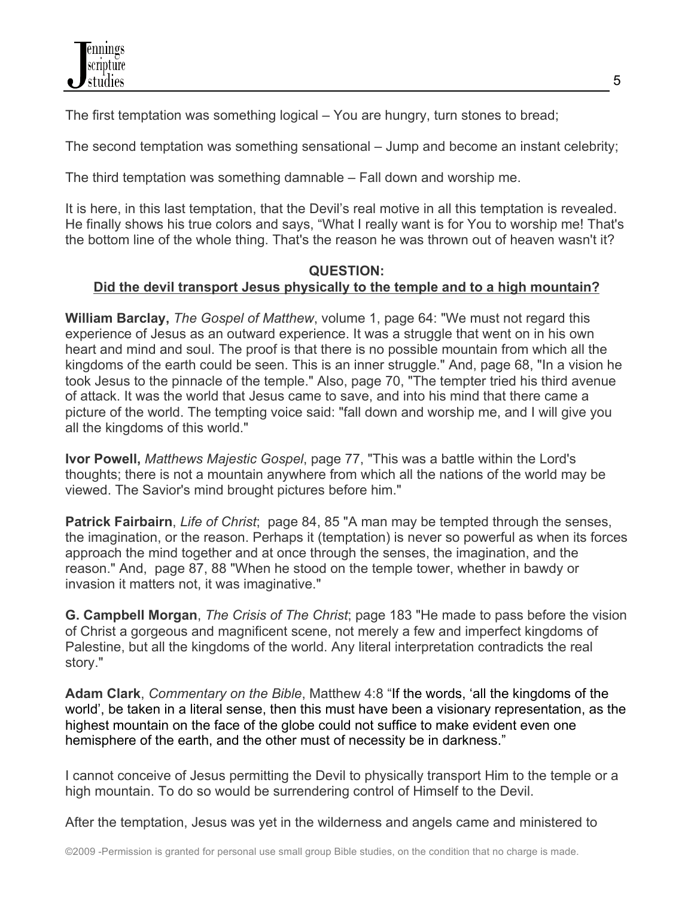The first temptation was something logical – You are hungry, turn stones to bread;

The second temptation was something sensational – Jump and become an instant celebrity;

The third temptation was something damnable – Fall down and worship me.

It is here, in this last temptation, that the Devil's real motive in all this temptation is revealed. He finally shows his true colors and says, "What I really want is for You to worship me! That's the bottom line of the whole thing. That's the reason he was thrown out of heaven wasn't it?

**QUESTION:**
**Did the devil transport Jesus physically to the temple and to a high mountain?**

**William Barclay,** *The Gospel of Matthew*, volume 1, page 64: "We must not regard this experience of Jesus as an outward experience. It was a struggle that went on in his own heart and mind and soul. The proof is that there is no possible mountain from which all the kingdoms of the earth could be seen. This is an inner struggle." And, page 68, "In a vision he took Jesus to the pinnacle of the temple." Also, page 70, "The tempter tried his third avenue of attack. It was the world that Jesus came to save, and into his mind that there came a picture of the world. The tempting voice said: "fall down and worship me, and I will give you all the kingdoms of this world."

**Ivor Powell,** *Matthews Majestic Gospel*, page 77, "This was a battle within the Lord's thoughts; there is not a mountain anywhere from which all the nations of the world may be viewed. The Savior's mind brought pictures before him."

**Patrick Fairbairn**, *Life of Christ*; page 84, 85 "A man may be tempted through the senses, the imagination, or the reason. Perhaps it (temptation) is never so powerful as when its forces approach the mind together and at once through the senses, the imagination, and the reason." And, page 87, 88 "When he stood on the temple tower, whether in bawdy or invasion it matters not, it was imaginative."

**G. Campbell Morgan**, *The Crisis of The Christ*; page 183 "He made to pass before the vision of Christ a gorgeous and magnificent scene, not merely a few and imperfect kingdoms of Palestine, but all the kingdoms of the world. Any literal interpretation contradicts the real story."

**Adam Clark**, *Commentary on the Bible*, Matthew 4:8 "If the words, 'all the kingdoms of the world', be taken in a literal sense, then this must have been a visionary representation, as the highest mountain on the face of the globe could not suffice to make evident even one hemisphere of the earth, and the other must of necessity be in darkness."

I cannot conceive of Jesus permitting the Devil to physically transport Him to the temple or a high mountain. To do so would be surrendering control of Himself to the Devil.

After the temptation, Jesus was yet in the wilderness and angels came and ministered to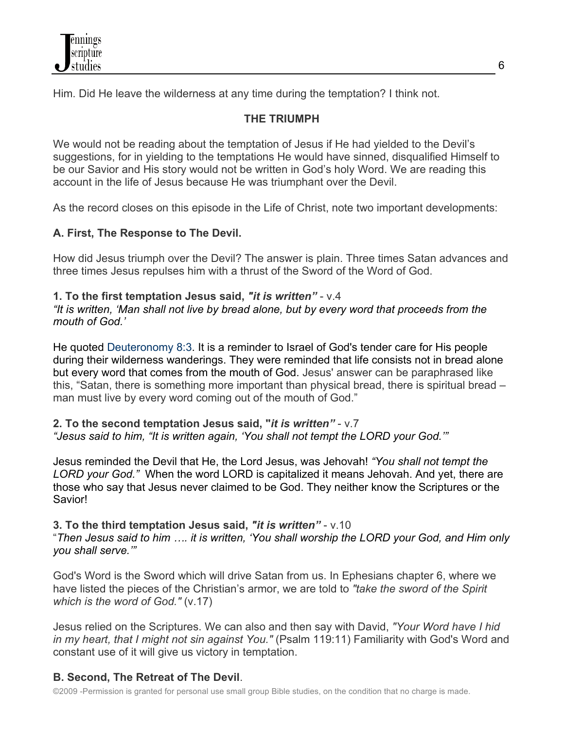Him. Did He leave the wilderness at any time during the temptation? I think not.

## THE TRIUMPH

We would not be reading about the temptation of Jesus if He had yielded to the Devil's suggestions, for in yielding to the temptations He would have sinned, disqualified Himself to be our Savior and His story would not be written in God's holy Word. We are reading this account in the life of Jesus because He was triumphant over the Devil.

As the record closes on this episode in the Life of Christ, note two important developments:

### A. First, The Response to The Devil.

How did Jesus triumph over the Devil? The answer is plain. Three times Satan advances and three times Jesus repulses him with a thrust of the Sword of the Word of God.

**1. To the first temptation Jesus said, *"it is written"*** - v.4
*"It is written, 'Man shall not live by bread alone, but by every word that proceeds from the mouth of God.'*

He quoted Deuteronomy 8:3. It is a reminder to Israel of God's tender care for His people during their wilderness wanderings. They were reminded that life consists not in bread alone but every word that comes from the mouth of God. Jesus' answer can be paraphrased like this, "Satan, there is something more important than physical bread, there is spiritual bread – man must live by every word coming out of the mouth of God."

**2. To the second temptation Jesus said, "*it is written"*** - v.7
*"Jesus said to him, "It is written again, 'You shall not tempt the LORD your God.'"*

Jesus reminded the Devil that He, the Lord Jesus, was Jehovah! *"You shall not tempt the LORD your God."* When the word LORD is capitalized it means Jehovah. And yet, there are those who say that Jesus never claimed to be God. They neither know the Scriptures or the Savior!

**3. To the third temptation Jesus said, *"it is written"*** - v.10
"*Then Jesus said to him …. it is written, 'You shall worship the LORD your God, and Him only you shall serve.'"*

God's Word is the Sword which will drive Satan from us. In Ephesians chapter 6, where we have listed the pieces of the Christian's armor, we are told to *"take the sword of the Spirit which is the word of God."* (v.17)

Jesus relied on the Scriptures. We can also and then say with David, *"Your Word have I hid in my heart, that I might not sin against You."* (Psalm 119:11) Familiarity with God's Word and constant use of it will give us victory in temptation.

### B. Second, The Retreat of The Devil.

©2009 -Permission is granted for personal use small group Bible studies, on the condition that no charge is made.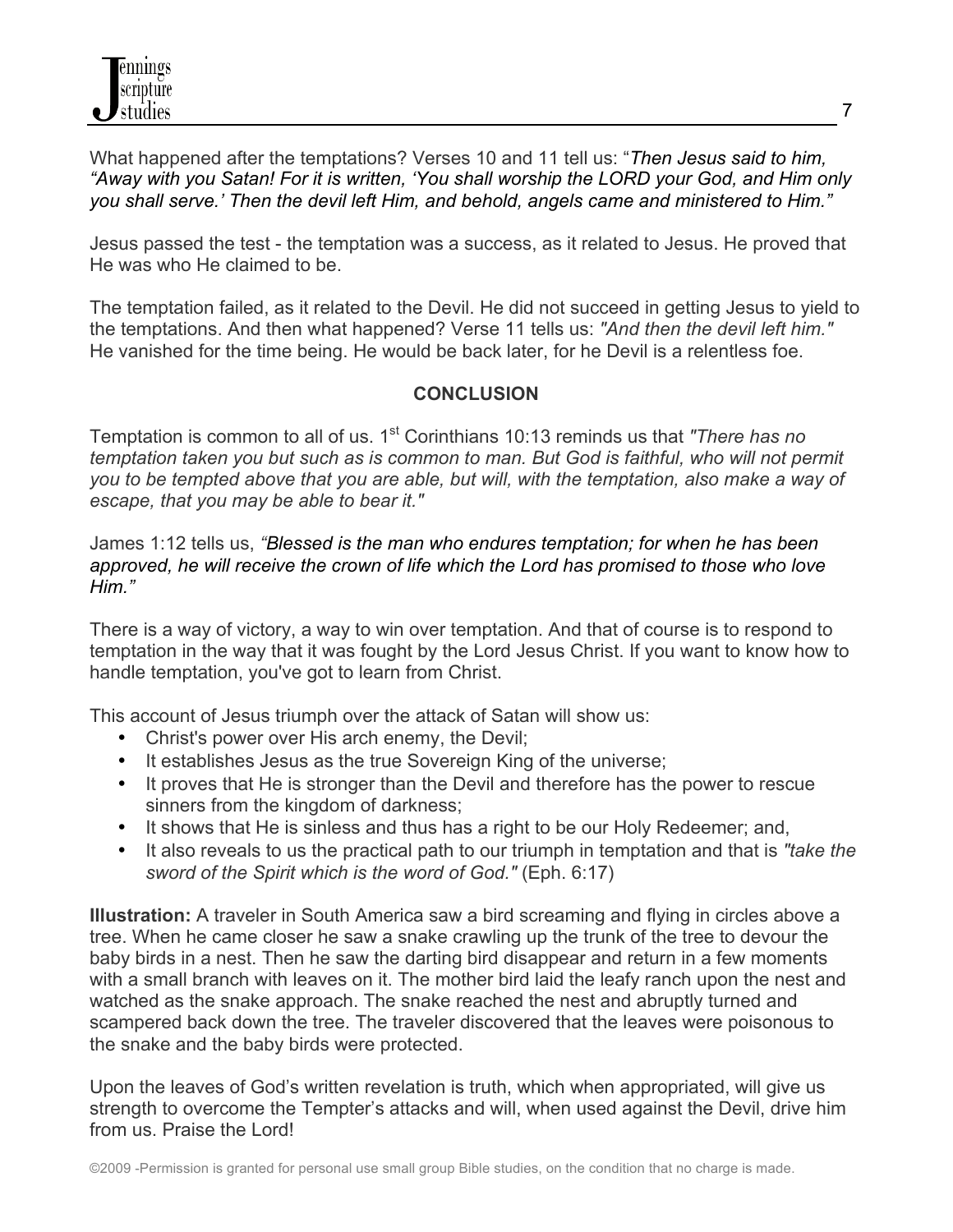What happened after the temptations? Verses 10 and 11 tell us: "*Then Jesus said to him, "Away with you Satan! For it is written, 'You shall worship the LORD your God, and Him only you shall serve.' Then the devil left Him, and behold, angels came and ministered to Him."*

Jesus passed the test - the temptation was a success, as it related to Jesus. He proved that He was who He claimed to be.

The temptation failed, as it related to the Devil. He did not succeed in getting Jesus to yield to the temptations. And then what happened? Verse 11 tells us: *"And then the devil left him."* He vanished for the time being. He would be back later, for he Devil is a relentless foe.

**CONCLUSION**

Temptation is common to all of us. 1st Corinthians 10:13 reminds us that *"There has no temptation taken you but such as is common to man. But God is faithful, who will not permit you to be tempted above that you are able, but will, with the temptation, also make a way of escape, that you may be able to bear it."*

James 1:12 tells us, *"Blessed is the man who endures temptation; for when he has been approved, he will receive the crown of life which the Lord has promised to those who love Him."*

There is a way of victory, a way to win over temptation. And that of course is to respond to temptation in the way that it was fought by the Lord Jesus Christ. If you want to know how to handle temptation, you've got to learn from Christ.

This account of Jesus triumph over the attack of Satan will show us:

- Christ's power over His arch enemy, the Devil;
- It establishes Jesus as the true Sovereign King of the universe;
- It proves that He is stronger than the Devil and therefore has the power to rescue sinners from the kingdom of darkness;
- It shows that He is sinless and thus has a right to be our Holy Redeemer; and,
- It also reveals to us the practical path to our triumph in temptation and that is *"take the sword of the Spirit which is the word of God."* (Eph. 6:17)

**Illustration:** A traveler in South America saw a bird screaming and flying in circles above a tree. When he came closer he saw a snake crawling up the trunk of the tree to devour the baby birds in a nest. Then he saw the darting bird disappear and return in a few moments with a small branch with leaves on it. The mother bird laid the leafy ranch upon the nest and watched as the snake approach. The snake reached the nest and abruptly turned and scampered back down the tree. The traveler discovered that the leaves were poisonous to the snake and the baby birds were protected.

Upon the leaves of God's written revelation is truth, which when appropriated, will give us strength to overcome the Tempter's attacks and will, when used against the Devil, drive him from us. Praise the Lord!

©2009 -Permission is granted for personal use small group Bible studies, on the condition that no charge is made.